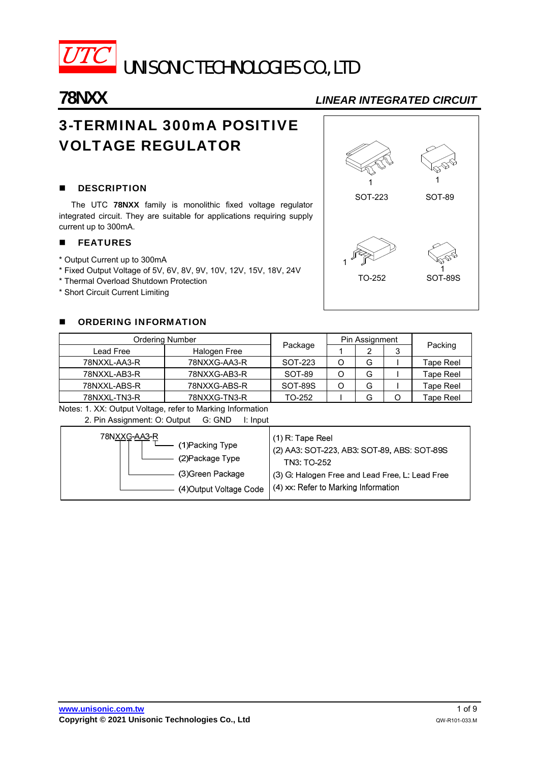UTC UNISONIC TECHNOLOGIES CO., LTD

# 78NXX

*LINEAR INTEGRATED CIRCUIT*

# 3-TERMINAL 300mA POSITIVE VOLTAGE REGULATOR

SOT-223 SOT-89 TO-252 SOT-89S

## DESCRIPTION

The UTC **78NXX** family is monolithic fixed voltage regulator integrated circuit. They are suitable for applications requiring supply current up to 300mA.

## FEATURES

* Output Current up to 300mA
* Fixed Output Voltage of 5V, 6V, 8V, 9V, 10V, 12V, 15V, 18V, 24V
* Thermal Overload Shutdown Protection
* Short Circuit Current Limiting

## ORDERING INFORMATION

| Ordering Number | | Package | Pin Assignment | | | Packing |
|---|---|---|---|---|---|---|
| Lead Free | Halogen Free | | 1 | 2 | 3 | |
| 78NXXL-AA3-R | 78NXXG-AA3-R | SOT-223 | O | G | I | Tape Reel |
| 78NXXL-AB3-R | 78NXXG-AB3-R | SOT-89 | O | G | I | Tape Reel |
| 78NXXL-ABS-R | 78NXXG-ABS-R | SOT-89S | O | G | I | Tape Reel |
| 78NXXL-TN3-R | 78NXXG-TN3-R | TO-252 | I | G | O | Tape Reel |

Notes: 1. XX: Output Voltage, refer to Marking Information
2. Pin Assignment: O: Output G: GND I: Input

| 78NXXG-AA3-R | |
|---|---|
| (1)Packing Type | (1) R: Tape Reel |
| (2)Package Type | (2) AA3: SOT-223, AB3: SOT-89, ABS: SOT-89S<br>TN3: TO-252 |
| (3)Green Package | (3) G: Halogen Free and Lead Free, L: Lead Free |
| (4)Output Voltage Code | (4) xx: Refer to Marking Information |

www.unisonic.com.tw
Copyright © 2021 Unisonic Technologies Co., Ltd
QW-R101-033.M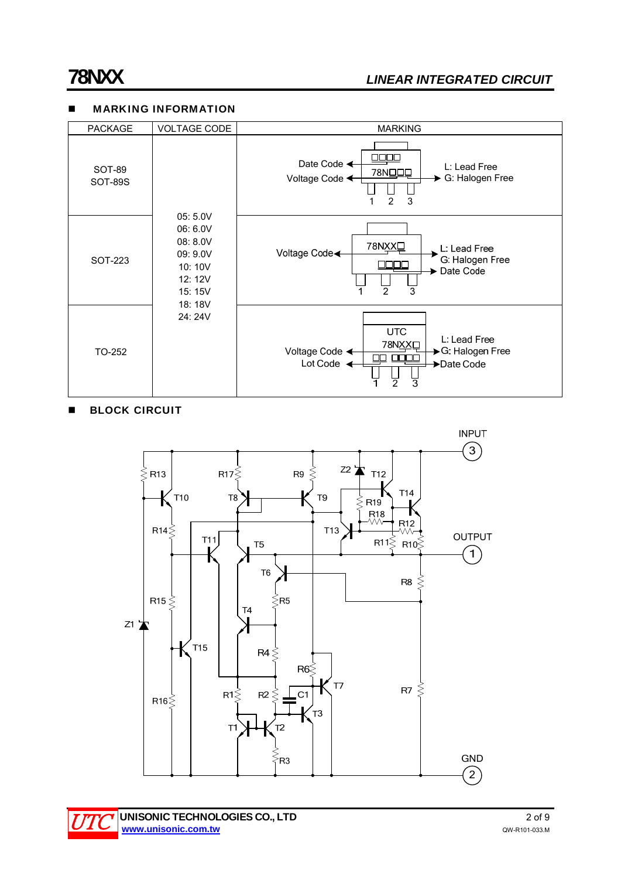## MARKING INFORMATION

| PACKAGE | VOLTAGE CODE | MARKING |
|---|---|---|
| SOT-89<br>SOT-89S | 05: 5.0V<br>06: 6.0V<br>08: 8.0V<br>09: 9.0V<br>10: 10V<br>12: 12V<br>15: 15V<br>18: 18V<br>24: 24V | Date Code; Voltage Code; 78N□□□; L: Lead Free; G: Halogen Free; 1 2 3 |
| SOT-223 | | Voltage Code; 78NXX□; L: Lead Free; G: Halogen Free; Date Code; 1 2 3 |
| TO-252 | | UTC; 78NXX□; Voltage Code; Lot Code; L: Lead Free; G: Halogen Free; Date Code; 1 2 3 |

## BLOCK CIRCUIT

INPUT 3

OUTPUT 1

GND 2

R1, R2, R3, R4, R5, R6, R7, R8, R9, R10, R11, R12, R13, R14, R15, R16, R17, R18, R19, C1, Z1, Z2, T1, T2, T3, T4, T5, T6, T7, T8, T9, T10, T11, T12, T13, T14, T15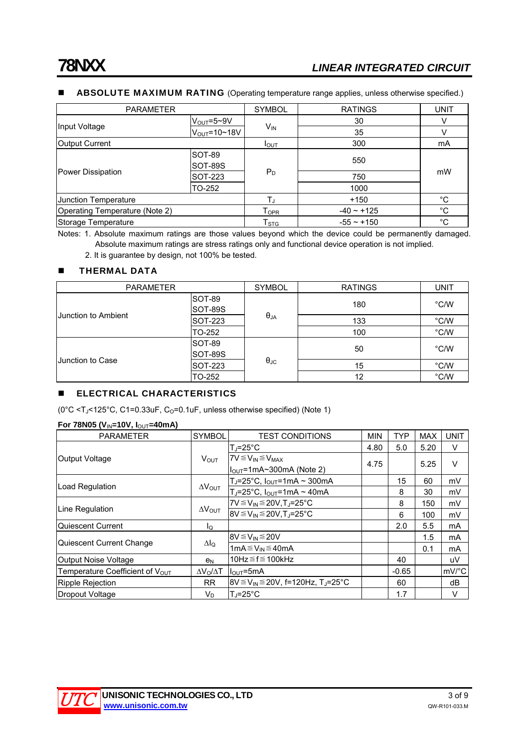## ABSOLUTE MAXIMUM RATING (Operating temperature range applies, unless otherwise specified.)

| PARAMETER | | SYMBOL | RATINGS | UNIT |
|---|---|---|---|---|
| Input Voltage | $V_{OUT}$=5~9V | $V_{IN}$ | 30 | V |
| | $V_{OUT}$=10~18V | | 35 | V |
| Output Current | | $I_{OUT}$ | 300 | mA |
| Power Dissipation | SOT-89<br>SOT-89S | $P_D$ | 550 | mW |
| | SOT-223 | | 750 | |
| | TO-252 | | 1000 | |
| Junction Temperature | | $T_J$ | +150 | °C |
| Operating Temperature (Note 2) | | $T_{OPR}$ | -40 ~ +125 | °C |
| Storage Temperature | | $T_{STG}$ | -55 ~ +150 | °C |

Notes: 1. Absolute maximum ratings are those values beyond which the device could be permanently damaged. Absolute maximum ratings are stress ratings only and functional device operation is not implied.

2. It is guarantee by design, not 100% be tested.

## THERMAL DATA

| PARAMETER | | SYMBOL | RATINGS | UNIT |
|---|---|---|---|---|
| Junction to Ambient | SOT-89<br>SOT-89S | $\theta_{JA}$ | 180 | °C/W |
| | SOT-223 | | 133 | °C/W |
| | TO-252 | | 100 | °C/W |
| Junction to Case | SOT-89<br>SOT-89S | $\theta_{JC}$ | 50 | °C/W |
| | SOT-223 | | 15 | °C/W |
| | TO-252 | | 12 | °C/W |

## ELECTRICAL CHARACTERISTICS

(0°C <$T_J$<125°C, C1=0.33uF, $C_O$=0.1uF, unless otherwise specified) (Note 1)

**For 78N05 ($V_{IN}$=10V, $I_{OUT}$=40mA)**

| PARAMETER | SYMBOL | TEST CONDITIONS | MIN | TYP | MAX | UNIT |
|---|---|---|---|---|---|---|
| Output Voltage | $V_{OUT}$ | $T_J$=25°C | 4.80 | 5.0 | 5.20 | V |
| | | 7V≦$V_{IN}$≦$V_{MAX}$<br>$I_{OUT}$=1mA~300mA (Note 2) | 4.75 | | 5.25 | V |
| Load Regulation | $\Delta V_{OUT}$ | $T_J$=25°C, $I_{OUT}$=1mA ~ 300mA | | 15 | 60 | mV |
| | | $T_J$=25°C, $I_{OUT}$=1mA ~ 40mA | | 8 | 30 | mV |
| Line Regulation | $\Delta V_{OUT}$ | 7V≦$V_{IN}$≦20V,$T_J$=25°C | | 8 | 150 | mV |
| | | 8V≦$V_{IN}$≦20V,$T_J$=25°C | | 6 | 100 | mV |
| Quiescent Current | $I_Q$ | | | 2.0 | 5.5 | mA |
| Quiescent Current Change | $\Delta I_Q$ | 8V≦$V_{IN}$≦20V | | | 1.5 | mA |
| | | 1mA≦$V_{IN}$≦40mA | | | 0.1 | mA |
| Output Noise Voltage | $e_N$ | 10Hz≦f≦100kHz | | 40 | | uV |
| Temperature Coefficient of $V_{OUT}$ | $\Delta V_O/\Delta T$ | $I_{OUT}$=5mA | | -0.65 | | mV/°C |
| Ripple Rejection | RR | 8V≦$V_{IN}$≦20V, f=120Hz, $T_J$=25°C | | 60 | | dB |
| Dropout Voltage | $V_D$ | $T_J$=25°C | | 1.7 | | V |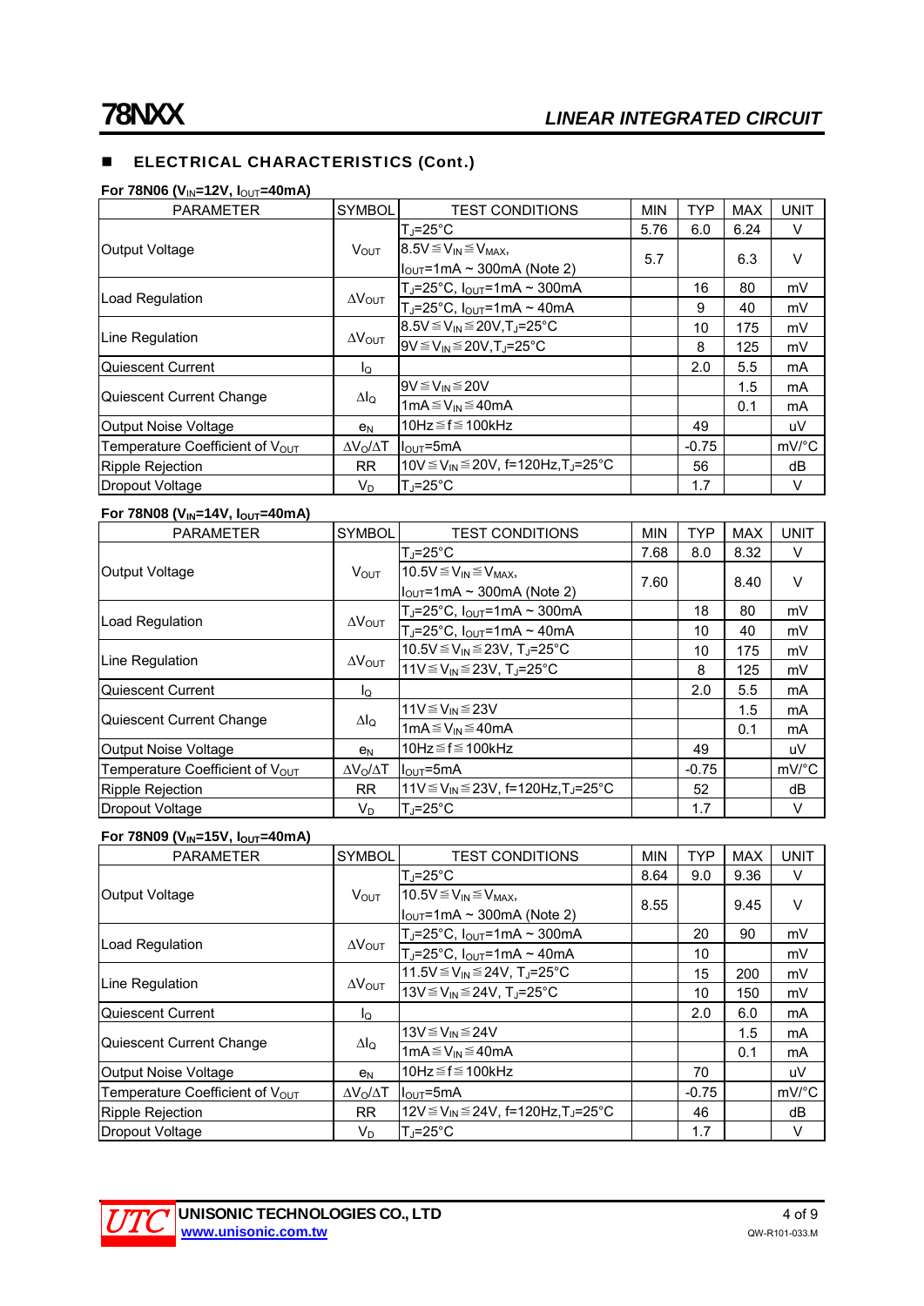## ■ ELECTRICAL CHARACTERISTICS (Cont.)

**For 78N06 ($V_{IN}$=12V, $I_{OUT}$=40mA)**

| PARAMETER | SYMBOL | TEST CONDITIONS | MIN | TYP | MAX | UNIT |
|---|---|---|---|---|---|---|
| Output Voltage | $V_{OUT}$ | $T_J$=25°C | 5.76 | 6.0 | 6.24 | V |
| | | 8.5V≦$V_{IN}$≦$V_{MAX}$, $I_{OUT}$=1mA ~ 300mA (Note 2) | 5.7 | | 6.3 | V |
| Load Regulation | $\Delta V_{OUT}$ | $T_J$=25°C, $I_{OUT}$=1mA ~ 300mA | | 16 | 80 | mV |
| | | $T_J$=25°C, $I_{OUT}$=1mA ~ 40mA | | 9 | 40 | mV |
| Line Regulation | $\Delta V_{OUT}$ | 8.5V≦$V_{IN}$≦20V,$T_J$=25°C | | 10 | 175 | mV |
| | | 9V≦$V_{IN}$≦20V,$T_J$=25°C | | 8 | 125 | mV |
| Quiescent Current | $I_Q$ | | | 2.0 | 5.5 | mA |
| Quiescent Current Change | $\Delta I_Q$ | 9V≦$V_{IN}$≦20V | | | 1.5 | mA |
| | | 1mA≦$V_{IN}$≦40mA | | | 0.1 | mA |
| Output Noise Voltage | $e_N$ | 10Hz≦f≦100kHz | | 49 | | uV |
| Temperature Coefficient of $V_{OUT}$ | $\Delta V_O/\Delta T$ | $I_{OUT}$=5mA | | -0.75 | | mV/°C |
| Ripple Rejection | RR | 10V≦$V_{IN}$≦20V, f=120Hz,$T_J$=25°C | | 56 | | dB |
| Dropout Voltage | $V_D$ | $T_J$=25°C | | 1.7 | | V |

**For 78N08 ($V_{IN}$=14V, $I_{OUT}$=40mA)**

| PARAMETER | SYMBOL | TEST CONDITIONS | MIN | TYP | MAX | UNIT |
|---|---|---|---|---|---|---|
| Output Voltage | $V_{OUT}$ | $T_J$=25°C | 7.68 | 8.0 | 8.32 | V |
| | | 10.5V≦$V_{IN}$≦$V_{MAX}$, $I_{OUT}$=1mA ~ 300mA (Note 2) | 7.60 | | 8.40 | V |
| Load Regulation | $\Delta V_{OUT}$ | $T_J$=25°C, $I_{OUT}$=1mA ~ 300mA | | 18 | 80 | mV |
| | | $T_J$=25°C, $I_{OUT}$=1mA ~ 40mA | | 10 | 40 | mV |
| Line Regulation | $\Delta V_{OUT}$ | 10.5V≦$V_{IN}$≦23V, $T_J$=25°C | | 10 | 175 | mV |
| | | 11V≦$V_{IN}$≦23V, $T_J$=25°C | | 8 | 125 | mV |
| Quiescent Current | $I_Q$ | | | 2.0 | 5.5 | mA |
| Quiescent Current Change | $\Delta I_Q$ | 11V≦$V_{IN}$≦23V | | | 1.5 | mA |
| | | 1mA≦$V_{IN}$≦40mA | | | 0.1 | mA |
| Output Noise Voltage | $e_N$ | 10Hz≦f≦100kHz | | 49 | | uV |
| Temperature Coefficient of $V_{OUT}$ | $\Delta V_O/\Delta T$ | $I_{OUT}$=5mA | | -0.75 | | mV/°C |
| Ripple Rejection | RR | 11V≦$V_{IN}$≦23V, f=120Hz,$T_J$=25°C | | 52 | | dB |
| Dropout Voltage | $V_D$ | $T_J$=25°C | | 1.7 | | V |

**For 78N09 ($V_{IN}$=15V, $I_{OUT}$=40mA)**

| PARAMETER | SYMBOL | TEST CONDITIONS | MIN | TYP | MAX | UNIT |
|---|---|---|---|---|---|---|
| Output Voltage | $V_{OUT}$ | $T_J$=25°C | 8.64 | 9.0 | 9.36 | V |
| | | 10.5V≦$V_{IN}$≦$V_{MAX}$, $I_{OUT}$=1mA ~ 300mA (Note 2) | 8.55 | | 9.45 | V |
| Load Regulation | $\Delta V_{OUT}$ | $T_J$=25°C, $I_{OUT}$=1mA ~ 300mA | | 20 | 90 | mV |
| | | $T_J$=25°C, $I_{OUT}$=1mA ~ 40mA | | 10 | | mV |
| Line Regulation | $\Delta V_{OUT}$ | 11.5V≦$V_{IN}$≦24V, $T_J$=25°C | | 15 | 200 | mV |
| | | 13V≦$V_{IN}$≦24V, $T_J$=25°C | | 10 | 150 | mV |
| Quiescent Current | $I_Q$ | | | 2.0 | 6.0 | mA |
| Quiescent Current Change | $\Delta I_Q$ | 13V≦$V_{IN}$≦24V | | | 1.5 | mA |
| | | 1mA≦$V_{IN}$≦40mA | | | 0.1 | mA |
| Output Noise Voltage | $e_N$ | 10Hz≦f≦100kHz | | 70 | | uV |
| Temperature Coefficient of $V_{OUT}$ | $\Delta V_O/\Delta T$ | $I_{OUT}$=5mA | | -0.75 | | mV/°C |
| Ripple Rejection | RR | 12V≦$V_{IN}$≦24V, f=120Hz,$T_J$=25°C | | 46 | | dB |
| Dropout Voltage | $V_D$ | $T_J$=25°C | | 1.7 | | V |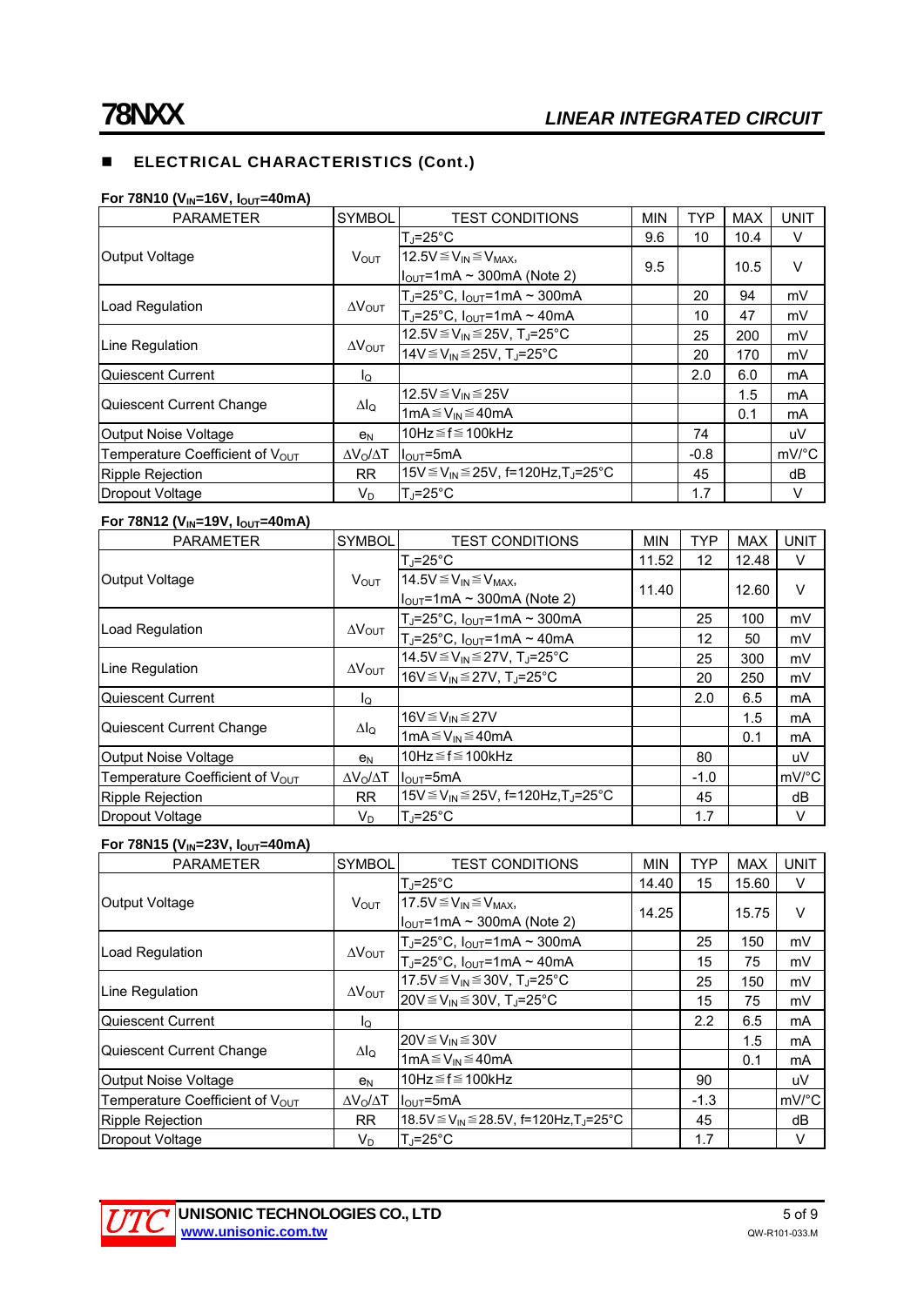## ELECTRICAL CHARACTERISTICS (Cont.)

**For 78N10 ($V_{IN}$=16V, $I_{OUT}$=40mA)**

| PARAMETER | SYMBOL | TEST CONDITIONS | MIN | TYP | MAX | UNIT |
|---|---|---|---|---|---|---|
| Output Voltage | $V_{OUT}$ | $T_J$=25°C | 9.6 | 10 | 10.4 | V |
| | | 12.5V≦$V_{IN}$≦$V_{MAX}$, $I_{OUT}$=1mA ~ 300mA (Note 2) | 9.5 | | 10.5 | V |
| Load Regulation | $\Delta V_{OUT}$ | $T_J$=25°C, $I_{OUT}$=1mA ~ 300mA | | 20 | 94 | mV |
| | | $T_J$=25°C, $I_{OUT}$=1mA ~ 40mA | | 10 | 47 | mV |
| Line Regulation | $\Delta V_{OUT}$ | 12.5V≦$V_{IN}$≦25V, $T_J$=25°C | | 25 | 200 | mV |
| | | 14V≦$V_{IN}$≦25V, $T_J$=25°C | | 20 | 170 | mV |
| Quiescent Current | $I_Q$ | | | 2.0 | 6.0 | mA |
| Quiescent Current Change | $\Delta I_Q$ | 12.5V≦$V_{IN}$≦25V | | | 1.5 | mA |
| | | 1mA≦$V_{IN}$≦40mA | | | 0.1 | mA |
| Output Noise Voltage | $e_N$ | 10Hz≦f≦100kHz | | 74 | | uV |
| Temperature Coefficient of $V_{OUT}$ | $\Delta V_O/\Delta T$ | $I_{OUT}$=5mA | | -0.8 | | mV/°C |
| Ripple Rejection | RR | 15V≦$V_{IN}$≦25V, f=120Hz,$T_J$=25°C | | 45 | | dB |
| Dropout Voltage | $V_D$ | $T_J$=25°C | | 1.7 | | V |

**For 78N12 ($V_{IN}$=19V, $I_{OUT}$=40mA)**

| PARAMETER | SYMBOL | TEST CONDITIONS | MIN | TYP | MAX | UNIT |
|---|---|---|---|---|---|---|
| Output Voltage | $V_{OUT}$ | $T_J$=25°C | 11.52 | 12 | 12.48 | V |
| | | 14.5V≦$V_{IN}$≦$V_{MAX}$, $I_{OUT}$=1mA ~ 300mA (Note 2) | 11.40 | | 12.60 | V |
| Load Regulation | $\Delta V_{OUT}$ | $T_J$=25°C, $I_{OUT}$=1mA ~ 300mA | | 25 | 100 | mV |
| | | $T_J$=25°C, $I_{OUT}$=1mA ~ 40mA | | 12 | 50 | mV |
| Line Regulation | $\Delta V_{OUT}$ | 14.5V≦$V_{IN}$≦27V, $T_J$=25°C | | 25 | 300 | mV |
| | | 16V≦$V_{IN}$≦27V, $T_J$=25°C | | 20 | 250 | mV |
| Quiescent Current | $I_Q$ | | | 2.0 | 6.5 | mA |
| Quiescent Current Change | $\Delta I_Q$ | 16V≦$V_{IN}$≦27V | | | 1.5 | mA |
| | | 1mA≦$V_{IN}$≦40mA | | | 0.1 | mA |
| Output Noise Voltage | $e_N$ | 10Hz≦f≦100kHz | | 80 | | uV |
| Temperature Coefficient of $V_{OUT}$ | $\Delta V_O/\Delta T$ | $I_{OUT}$=5mA | | -1.0 | | mV/°C |
| Ripple Rejection | RR | 15V≦$V_{IN}$≦25V, f=120Hz,$T_J$=25°C | | 45 | | dB |
| Dropout Voltage | $V_D$ | $T_J$=25°C | | 1.7 | | V |

**For 78N15 ($V_{IN}$=23V, $I_{OUT}$=40mA)**

| PARAMETER | SYMBOL | TEST CONDITIONS | MIN | TYP | MAX | UNIT |
|---|---|---|---|---|---|---|
| Output Voltage | $V_{OUT}$ | $T_J$=25°C | 14.40 | 15 | 15.60 | V |
| | | 17.5V≦$V_{IN}$≦$V_{MAX}$, $I_{OUT}$=1mA ~ 300mA (Note 2) | 14.25 | | 15.75 | V |
| Load Regulation | $\Delta V_{OUT}$ | $T_J$=25°C, $I_{OUT}$=1mA ~ 300mA | | 25 | 150 | mV |
| | | $T_J$=25°C, $I_{OUT}$=1mA ~ 40mA | | 15 | 75 | mV |
| Line Regulation | $\Delta V_{OUT}$ | 17.5V≦$V_{IN}$≦30V, $T_J$=25°C | | 25 | 150 | mV |
| | | 20V≦$V_{IN}$≦30V, $T_J$=25°C | | 15 | 75 | mV |
| Quiescent Current | $I_Q$ | | | 2.2 | 6.5 | mA |
| Quiescent Current Change | $\Delta I_Q$ | 20V≦$V_{IN}$≦30V | | | 1.5 | mA |
| | | 1mA≦$V_{IN}$≦40mA | | | 0.1 | mA |
| Output Noise Voltage | $e_N$ | 10Hz≦f≦100kHz | | 90 | | uV |
| Temperature Coefficient of $V_{OUT}$ | $\Delta V_O/\Delta T$ | $I_{OUT}$=5mA | | -1.3 | | mV/°C |
| Ripple Rejection | RR | 18.5V≦$V_{IN}$≦28.5V, f=120Hz,$T_J$=25°C | | 45 | | dB |
| Dropout Voltage | $V_D$ | $T_J$=25°C | | 1.7 | | V |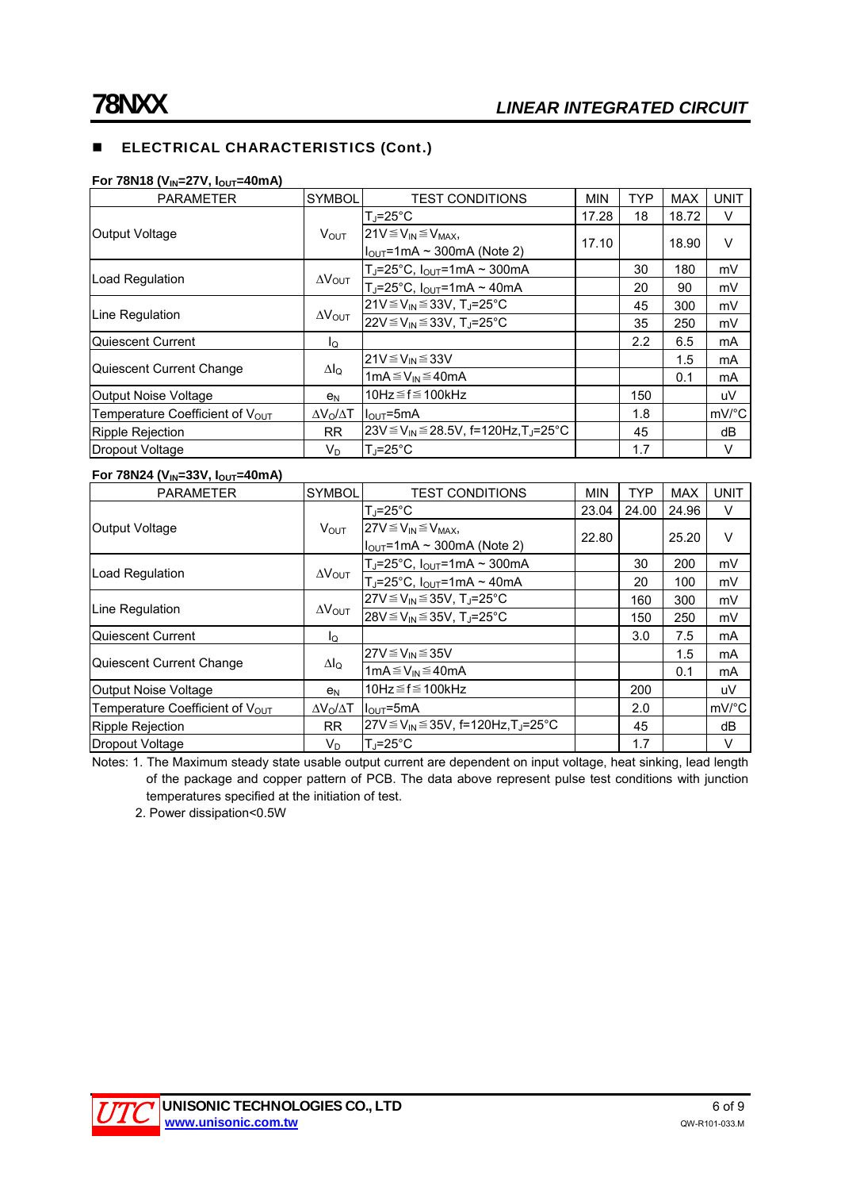## ELECTRICAL CHARACTERISTICS (Cont.)

**For 78N18 ($V_{IN}$=27V, $I_{OUT}$=40mA)**

| PARAMETER | SYMBOL | TEST CONDITIONS | MIN | TYP | MAX | UNIT |
|---|---|---|---|---|---|---|
| Output Voltage | $V_{OUT}$ | $T_J$=25°C | 17.28 | 18 | 18.72 | V |
| | | 21V≦$V_{IN}$≦$V_{MAX}$, $I_{OUT}$=1mA ~ 300mA (Note 2) | 17.10 | | 18.90 | V |
| Load Regulation | $\Delta V_{OUT}$ | $T_J$=25°C, $I_{OUT}$=1mA ~ 300mA | | 30 | 180 | mV |
| | | $T_J$=25°C, $I_{OUT}$=1mA ~ 40mA | | 20 | 90 | mV |
| Line Regulation | $\Delta V_{OUT}$ | 21V≦$V_{IN}$≦33V, $T_J$=25°C | | 45 | 300 | mV |
| | | 22V≦$V_{IN}$≦33V, $T_J$=25°C | | 35 | 250 | mV |
| Quiescent Current | $I_Q$ | | | 2.2 | 6.5 | mA |
| Quiescent Current Change | $\Delta I_Q$ | 21V≦$V_{IN}$≦33V | | | 1.5 | mA |
| | | 1mA≦$V_{IN}$≦40mA | | | 0.1 | mA |
| Output Noise Voltage | $e_N$ | 10Hz≦f≦100kHz | | 150 | | uV |
| Temperature Coefficient of $V_{OUT}$ | $\Delta V_O/\Delta T$ | $I_{OUT}$=5mA | | 1.8 | | mV/°C |
| Ripple Rejection | RR | 23V≦$V_{IN}$≦28.5V, f=120Hz, $T_J$=25°C | | 45 | | dB |
| Dropout Voltage | $V_D$ | $T_J$=25°C | | 1.7 | | V |

**For 78N24 ($V_{IN}$=33V, $I_{OUT}$=40mA)**

| PARAMETER | SYMBOL | TEST CONDITIONS | MIN | TYP | MAX | UNIT |
|---|---|---|---|---|---|---|
| Output Voltage | $V_{OUT}$ | $T_J$=25°C | 23.04 | 24.00 | 24.96 | V |
| | | 27V≦$V_{IN}$≦$V_{MAX}$, $I_{OUT}$=1mA ~ 300mA (Note 2) | 22.80 | | 25.20 | V |
| Load Regulation | $\Delta V_{OUT}$ | $T_J$=25°C, $I_{OUT}$=1mA ~ 300mA | | 30 | 200 | mV |
| | | $T_J$=25°C, $I_{OUT}$=1mA ~ 40mA | | 20 | 100 | mV |
| Line Regulation | $\Delta V_{OUT}$ | 27V≦$V_{IN}$≦35V, $T_J$=25°C | | 160 | 300 | mV |
| | | 28V≦$V_{IN}$≦35V, $T_J$=25°C | | 150 | 250 | mV |
| Quiescent Current | $I_Q$ | | | 3.0 | 7.5 | mA |
| Quiescent Current Change | $\Delta I_Q$ | 27V≦$V_{IN}$≦35V | | | 1.5 | mA |
| | | 1mA≦$V_{IN}$≦40mA | | | 0.1 | mA |
| Output Noise Voltage | $e_N$ | 10Hz≦f≦100kHz | | 200 | | uV |
| Temperature Coefficient of $V_{OUT}$ | $\Delta V_O/\Delta T$ | $I_{OUT}$=5mA | | 2.0 | | mV/°C |
| Ripple Rejection | RR | 27V≦$V_{IN}$≦35V, f=120Hz, $T_J$=25°C | | 45 | | dB |
| Dropout Voltage | $V_D$ | $T_J$=25°C | | 1.7 | | V |

Notes: 1. The Maximum steady state usable output current are dependent on input voltage, heat sinking, lead length of the package and copper pattern of PCB. The data above represent pulse test conditions with junction temperatures specified at the initiation of test.

2. Power dissipation<0.5W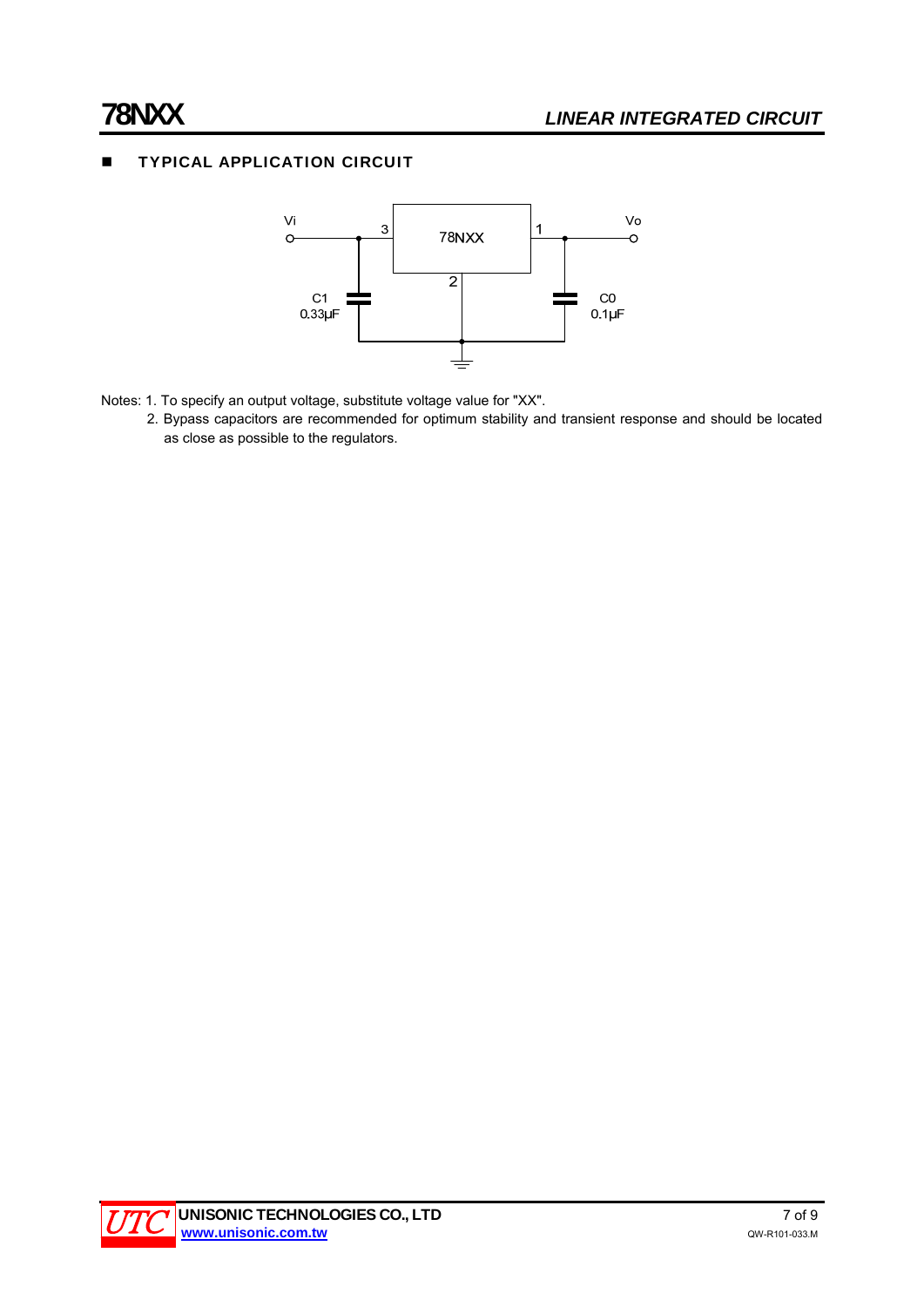## TYPICAL APPLICATION CIRCUIT

Vi

3

78NXX

1

Vo

2

C1
0.33μF

C0
0.1μF

Notes: 1. To specify an output voltage, substitute voltage value for "XX".

2. Bypass capacitors are recommended for optimum stability and transient response and should be located as close as possible to the regulators.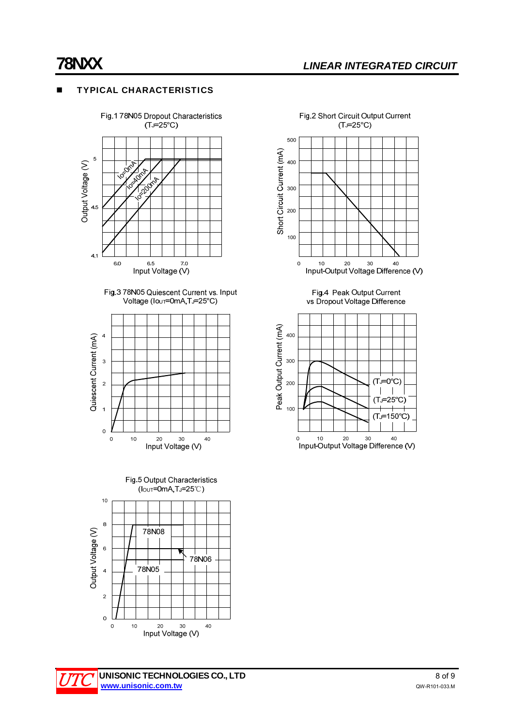## ■ TYPICAL CHARACTERISTICS

Fig.1 78N05 Dropout Characteristics ($T_J$=25°C)

Fig.2 Short Circuit Output Current ($T_J$=25°C)

Fig.3 78N05 Quiescent Current vs. Input Voltage ($I_{OUT}$=0mA,$T_J$=25°C)

Fig.4 Peak Output Current vs Dropout Voltage Difference

Fig.5 Output Characteristics ($I_{OUT}$=0mA,$T_J$=25℃)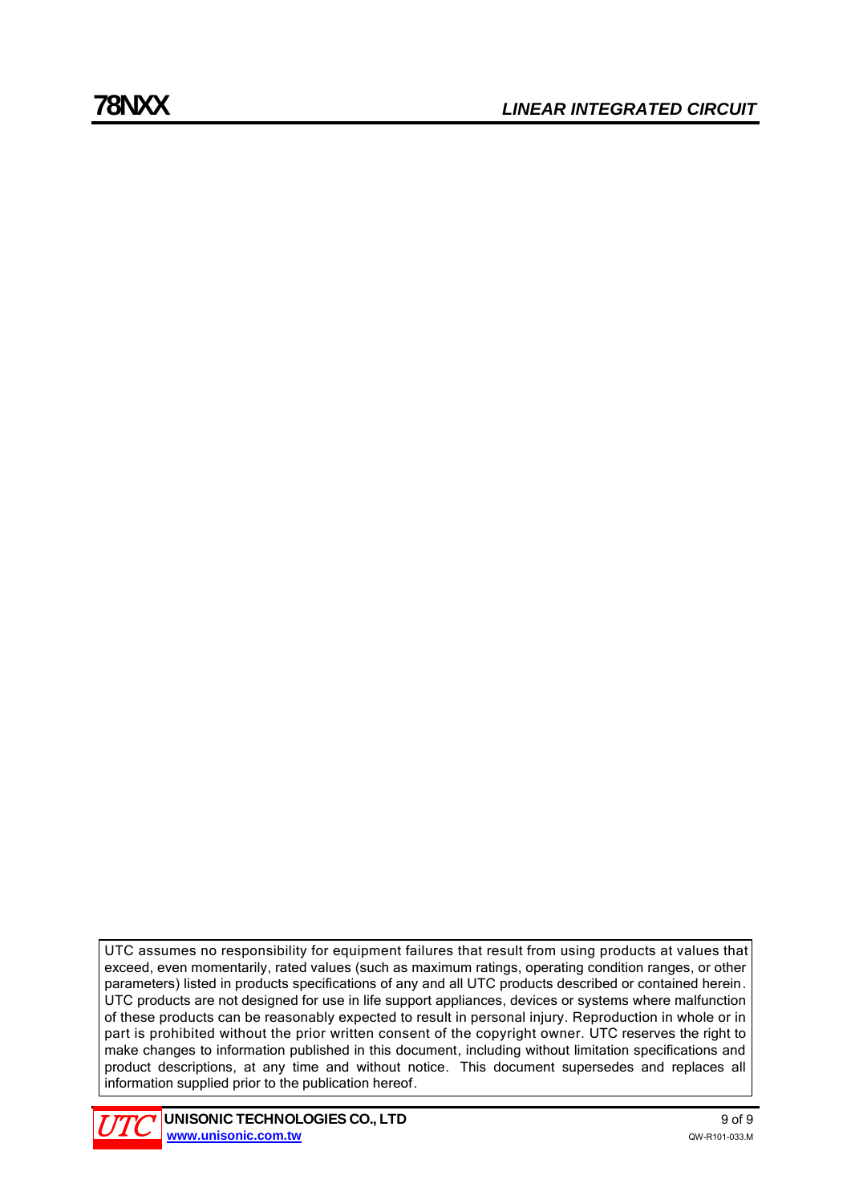UTC assumes no responsibility for equipment failures that result from using products at values that exceed, even momentarily, rated values (such as maximum ratings, operating condition ranges, or other parameters) listed in products specifications of any and all UTC products described or contained herein. UTC products are not designed for use in life support appliances, devices or systems where malfunction of these products can be reasonably expected to result in personal injury. Reproduction in whole or in part is prohibited without the prior written consent of the copyright owner. UTC reserves the right to make changes to information published in this document, including without limitation specifications and product descriptions, at any time and without notice. This document supersedes and replaces all information supplied prior to the publication hereof.